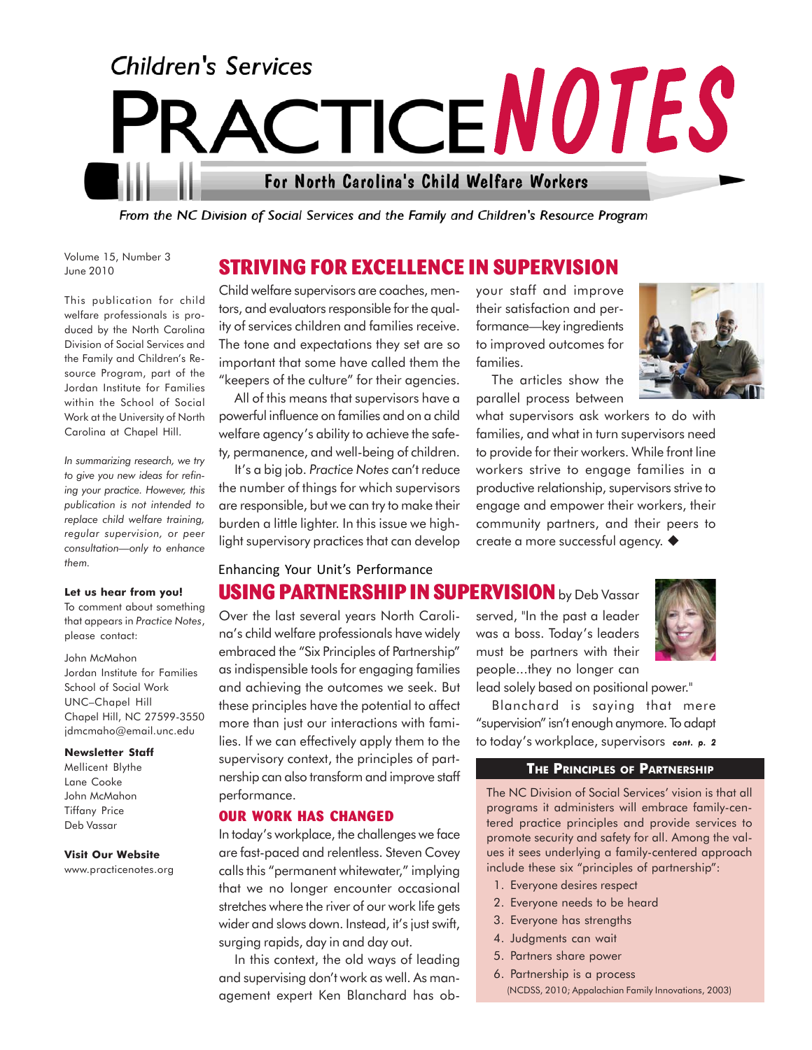# Children's Services PRACTICE NOTES

For North Carolina's Child Welfare Workers

*From the NC Division of Social Services and the Family and Children's Resource Program*

Volume 15, Number 3
June 2010

This publication for child welfare professionals is produced by the North Carolina Division of Social Services and the Family and Children's Resource Program, part of the Jordan Institute for Families within the School of Social Work at the University of North Carolina at Chapel Hill.

*In summarizing research, we try to give you new ideas for refining your practice. However, this publication is not intended to replace child welfare training, regular supervision, or peer consultation—only to enhance them.*

**Let us hear from you!**
To comment about something that appears in *Practice Notes*, please contact:

John McMahon
Jordan Institute for Families
School of Social Work
UNC–Chapel Hill
Chapel Hill, NC 27599-3550
jdmcmaho@email.unc.edu

**Newsletter Staff**
Mellicent Blythe
Lane Cooke
John McMahon
Tiffany Price
Deb Vassar

**Visit Our Website**
www.practicenotes.org

## STRIVING FOR EXCELLENCE IN SUPERVISION

Child welfare supervisors are coaches, mentors, and evaluators responsible for the quality of services children and families receive. The tone and expectations they set are so important that some have called them the "keepers of the culture" for their agencies.

All of this means that supervisors have a powerful influence on families and on a child welfare agency's ability to achieve the safety, permanence, and well-being of children.

It's a big job. *Practice Notes* can't reduce the number of things for which supervisors are responsible, but we can try to make their burden a little lighter. In this issue we highlight supervisory practices that can develop your staff and improve their satisfaction and performance—key ingredients to improved outcomes for families.

The articles show the parallel process between what supervisors ask workers to do with families, and what in turn supervisors need to provide for their workers. While front line workers strive to engage families in a productive relationship, supervisors strive to engage and empower their workers, their community partners, and their peers to create a more successful agency. ◆

Enhancing Your Unit's Performance

## USING PARTNERSHIP IN SUPERVISION by Deb Vassar

Over the last several years North Carolina's child welfare professionals have widely embraced the "Six Principles of Partnership" as indispensible tools for engaging families and achieving the outcomes we seek. But these principles have the potential to affect more than just our interactions with families. If we can effectively apply them to the supervisory context, the principles of partnership can also transform and improve staff performance.

### OUR WORK HAS CHANGED

In today's workplace, the challenges we face are fast-paced and relentless. Steven Covey calls this "permanent whitewater," implying that we no longer encounter occasional stretches where the river of our work life gets wider and slows down. Instead, it's just swift, surging rapids, day in and day out.

In this context, the old ways of leading and supervising don't work as well. As management expert Ken Blanchard has observed, "In the past a leader was a boss. Today's leaders must be partners with their people...they no longer can lead solely based on positional power."

Blanchard is saying that mere "supervision" isn't enough anymore. To adapt to today's workplace, supervisors *cont. p. 2*

**THE PRINCIPLES OF PARTNERSHIP**

The NC Division of Social Services' vision is that all programs it administers will embrace family-centered practice principles and provide services to promote security and safety for all. Among the values it sees underlying a family-centered approach include these six "principles of partnership":

1. Everyone desires respect
2. Everyone needs to be heard
3. Everyone has strengths
4. Judgments can wait
5. Partners share power
6. Partnership is a process

(NCDSS, 2010; Appalachian Family Innovations, 2003)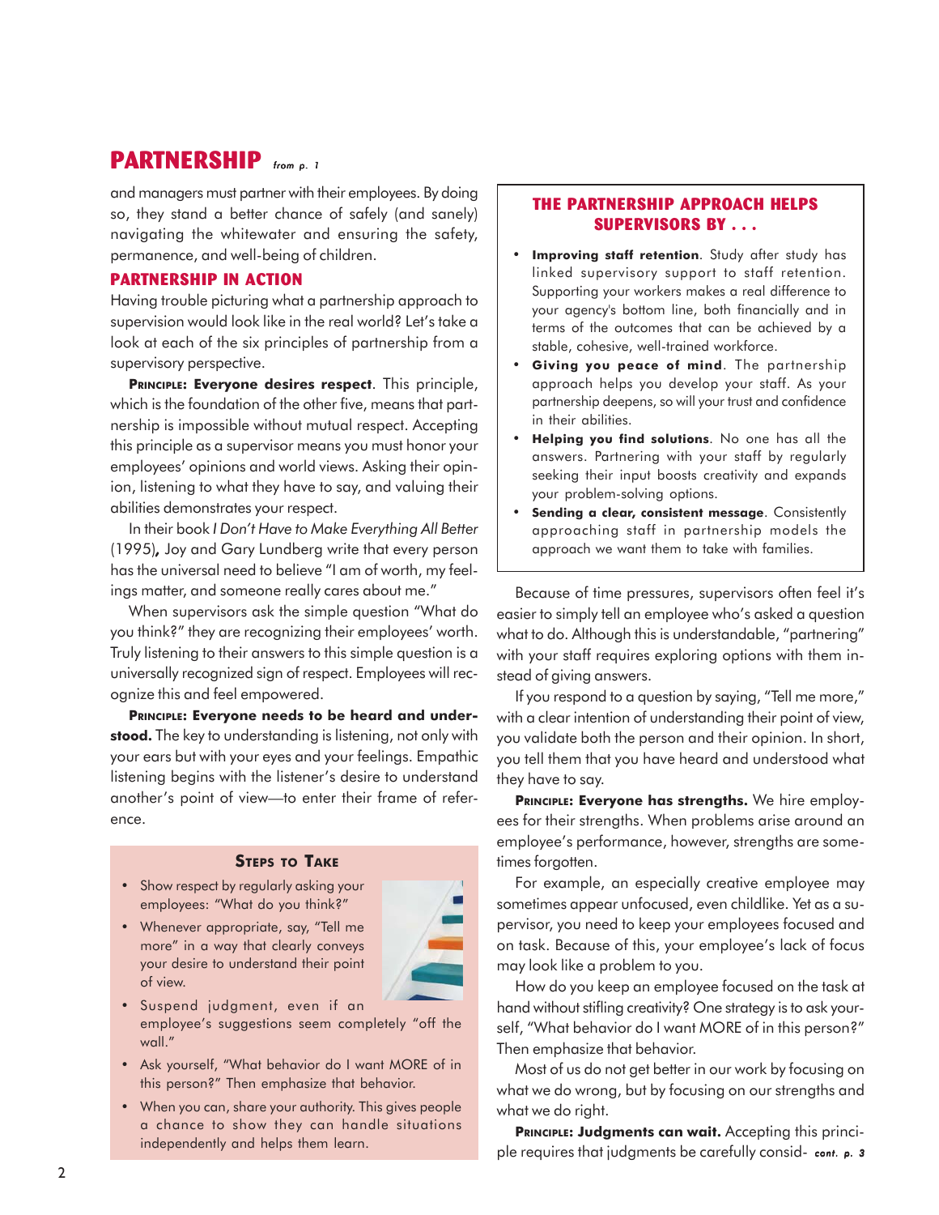## PARTNERSHIP *from p. 1*

and managers must partner with their employees. By doing so, they stand a better chance of safely (and sanely) navigating the whitewater and ensuring the safety, permanence, and well-being of children.

### PARTNERSHIP IN ACTION

Having trouble picturing what a partnership approach to supervision would look like in the real world? Let's take a look at each of the six principles of partnership from a supervisory perspective.

**PRINCIPLE: Everyone desires respect**. This principle, which is the foundation of the other five, means that partnership is impossible without mutual respect. Accepting this principle as a supervisor means you must honor your employees' opinions and world views. Asking their opinion, listening to what they have to say, and valuing their abilities demonstrates your respect.

In their book *I Don't Have to Make Everything All Better* (1995)**,** Joy and Gary Lundberg write that every person has the universal need to believe "I am of worth, my feelings matter, and someone really cares about me."

When supervisors ask the simple question "What do you think?" they are recognizing their employees' worth. Truly listening to their answers to this simple question is a universally recognized sign of respect. Employees will recognize this and feel empowered.

**PRINCIPLE: Everyone needs to be heard and understood.** The key to understanding is listening, not only with your ears but with your eyes and your feelings. Empathic listening begins with the listener's desire to understand another's point of view—to enter their frame of reference.

> **STEPS TO TAKE**
>
> - Show respect by regularly asking your employees: "What do you think?"
> - Whenever appropriate, say, "Tell me more" in a way that clearly conveys your desire to understand their point of view.
> - Suspend judgment, even if an employee's suggestions seem completely "off the wall."
> - Ask yourself, "What behavior do I want MORE of in this person?" Then emphasize that behavior.
> - When you can, share your authority. This gives people a chance to show they can handle situations independently and helps them learn.

> **THE PARTNERSHIP APPROACH HELPS SUPERVISORS BY . . .**
>
> - **Improving staff retention**. Study after study has linked supervisory support to staff retention. Supporting your workers makes a real difference to your agency's bottom line, both financially and in terms of the outcomes that can be achieved by a stable, cohesive, well-trained workforce.
> - **Giving you peace of mind**. The partnership approach helps you develop your staff. As your partnership deepens, so will your trust and confidence in their abilities.
> - **Helping you find solutions**. No one has all the answers. Partnering with your staff by regularly seeking their input boosts creativity and expands your problem-solving options.
> - **Sending a clear, consistent message**. Consistently approaching staff in partnership models the approach we want them to take with families.

Because of time pressures, supervisors often feel it's easier to simply tell an employee who's asked a question what to do. Although this is understandable, "partnering" with your staff requires exploring options with them instead of giving answers.

If you respond to a question by saying, "Tell me more," with a clear intention of understanding their point of view, you validate both the person and their opinion. In short, you tell them that you have heard and understood what they have to say.

**PRINCIPLE: Everyone has strengths.** We hire employees for their strengths. When problems arise around an employee's performance, however, strengths are sometimes forgotten.

For example, an especially creative employee may sometimes appear unfocused, even childlike. Yet as a supervisor, you need to keep your employees focused and on task. Because of this, your employee's lack of focus may look like a problem to you.

How do you keep an employee focused on the task at hand without stifling creativity? One strategy is to ask yourself, "What behavior do I want MORE of in this person?" Then emphasize that behavior.

Most of us do not get better in our work by focusing on what we do wrong, but by focusing on our strengths and what we do right.

**PRINCIPLE: Judgments can wait.** Accepting this principle requires that judgments be carefully consid- *cont. p. 3*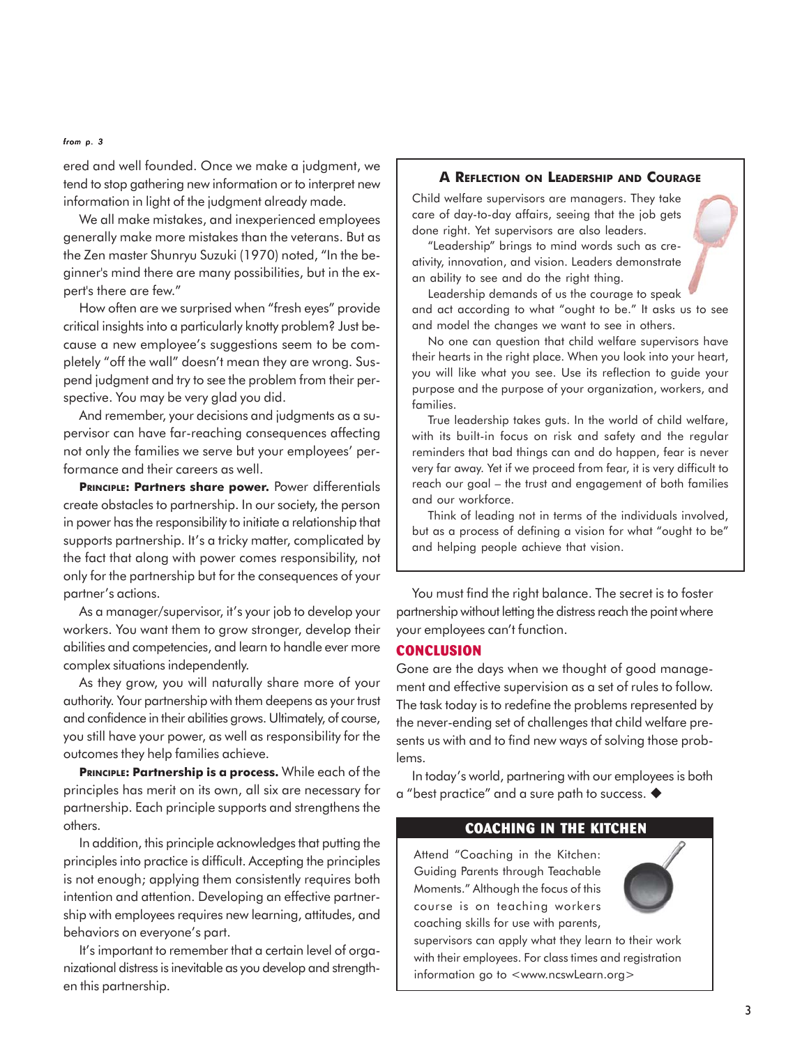*from p. 3*

ered and well founded. Once we make a judgment, we tend to stop gathering new information or to interpret new information in light of the judgment already made.

We all make mistakes, and inexperienced employees generally make more mistakes than the veterans. But as the Zen master Shunryu Suzuki (1970) noted, "In the beginner's mind there are many possibilities, but in the expert's there are few."

How often are we surprised when "fresh eyes" provide critical insights into a particularly knotty problem? Just because a new employee's suggestions seem to be completely "off the wall" doesn't mean they are wrong. Suspend judgment and try to see the problem from their perspective. You may be very glad you did.

And remember, your decisions and judgments as a supervisor can have far-reaching consequences affecting not only the families we serve but your employees' performance and their careers as well.

**Principle: Partners share power.** Power differentials create obstacles to partnership. In our society, the person in power has the responsibility to initiate a relationship that supports partnership. It's a tricky matter, complicated by the fact that along with power comes responsibility, not only for the partnership but for the consequences of your partner's actions.

As a manager/supervisor, it's your job to develop your workers. You want them to grow stronger, develop their abilities and competencies, and learn to handle ever more complex situations independently.

As they grow, you will naturally share more of your authority. Your partnership with them deepens as your trust and confidence in their abilities grows. Ultimately, of course, you still have your power, as well as responsibility for the outcomes they help families achieve.

**Principle: Partnership is a process.** While each of the principles has merit on its own, all six are necessary for partnership. Each principle supports and strengthens the others.

In addition, this principle acknowledges that putting the principles into practice is difficult. Accepting the principles is not enough; applying them consistently requires both intention and attention. Developing an effective partnership with employees requires new learning, attitudes, and behaviors on everyone's part.

It's important to remember that a certain level of organizational distress is inevitable as you develop and strengthen this partnership.

You must find the right balance. The secret is to foster partnership without letting the distress reach the point where your employees can't function.

## CONCLUSION

Gone are the days when we thought of good management and effective supervision as a set of rules to follow. The task today is to redefine the problems represented by the never-ending set of challenges that child welfare presents us with and to find new ways of solving those problems.

In today's world, partnering with our employees is both a "best practice" and a sure path to success. ◆

### A Reflection on Leadership and Courage

Child welfare supervisors are managers. They take care of day-to-day affairs, seeing that the job gets done right. Yet supervisors are also leaders.

"Leadership" brings to mind words such as creativity, innovation, and vision. Leaders demonstrate an ability to see and do the right thing.

Leadership demands of us the courage to speak and act according to what "ought to be." It asks us to see and model the changes we want to see in others.

No one can question that child welfare supervisors have their hearts in the right place. When you look into your heart, you will like what you see. Use its reflection to guide your purpose and the purpose of your organization, workers, and families.

True leadership takes guts. In the world of child welfare, with its built-in focus on risk and safety and the regular reminders that bad things can and do happen, fear is never very far away. Yet if we proceed from fear, it is very difficult to reach our goal – the trust and engagement of both families and our workforce.

Think of leading not in terms of the individuals involved, but as a process of defining a vision for what "ought to be" and helping people achieve that vision.

### COACHING IN THE KITCHEN

Attend "Coaching in the Kitchen: Guiding Parents through Teachable Moments." Although the focus of this course is on teaching workers coaching skills for use with parents, supervisors can apply what they learn to their work with their employees. For class times and registration information go to <www.ncswLearn.org>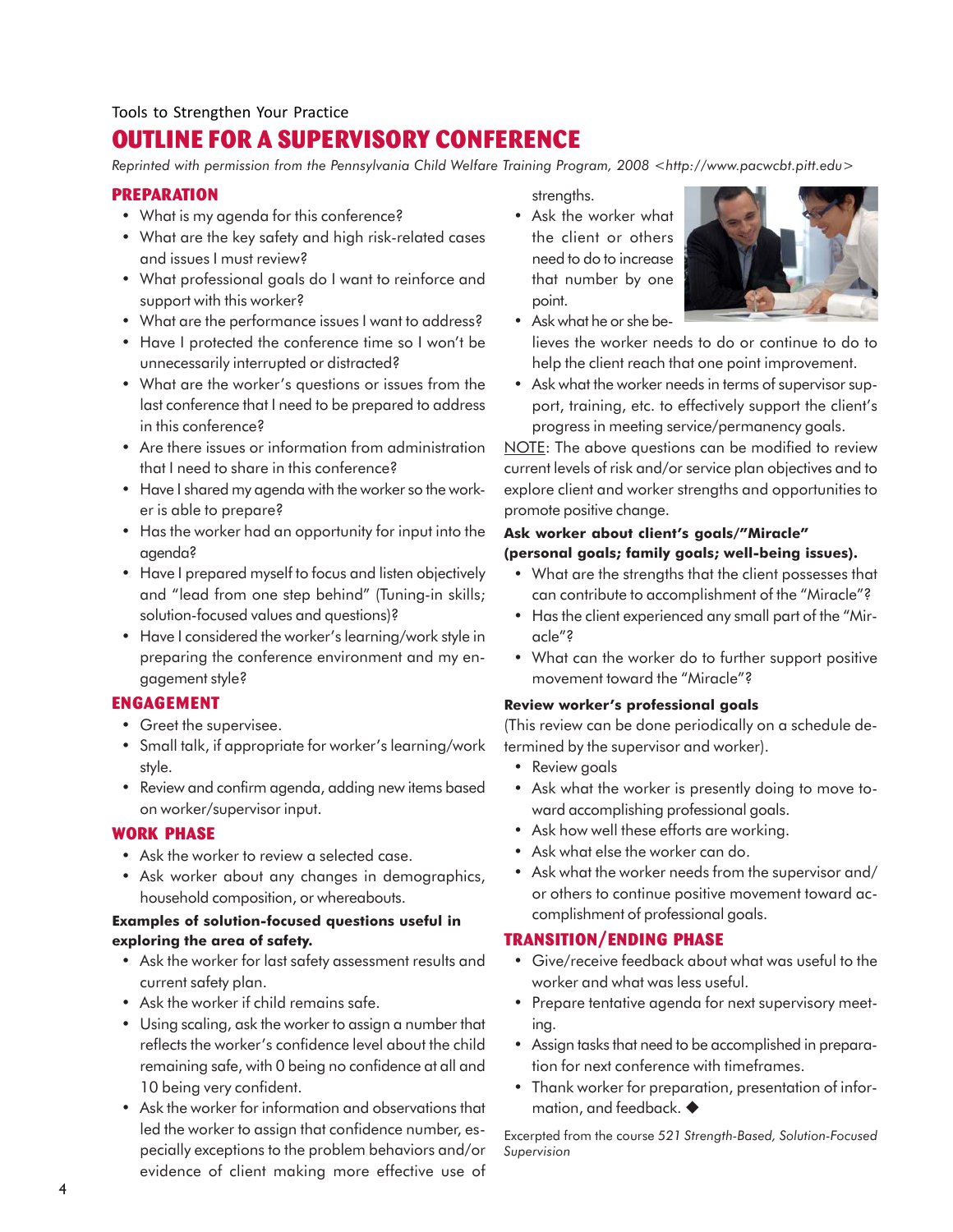Tools to Strengthen Your Practice

# OUTLINE FOR A SUPERVISORY CONFERENCE

*Reprinted with permission from the Pennsylvania Child Welfare Training Program, 2008 <http://www.pacwcbt.pitt.edu>*

## PREPARATION

- What is my agenda for this conference?
- What are the key safety and high risk-related cases and issues I must review?
- What professional goals do I want to reinforce and support with this worker?
- What are the performance issues I want to address?
- Have I protected the conference time so I won't be unnecessarily interrupted or distracted?
- What are the worker's questions or issues from the last conference that I need to be prepared to address in this conference?
- Are there issues or information from administration that I need to share in this conference?
- Have I shared my agenda with the worker so the worker is able to prepare?
- Has the worker had an opportunity for input into the agenda?
- Have I prepared myself to focus and listen objectively and "lead from one step behind" (Tuning-in skills; solution-focused values and questions)?
- Have I considered the worker's learning/work style in preparing the conference environment and my engagement style?

## ENGAGEMENT

- Greet the supervisee.
- Small talk, if appropriate for worker's learning/work style.
- Review and confirm agenda, adding new items based on worker/supervisor input.

## WORK PHASE

- Ask the worker to review a selected case.
- Ask worker about any changes in demographics, household composition, or whereabouts.

**Examples of solution-focused questions useful in exploring the area of safety.**

- Ask the worker for last safety assessment results and current safety plan.
- Ask the worker if child remains safe.
- Using scaling, ask the worker to assign a number that reflects the worker's confidence level about the child remaining safe, with 0 being no confidence at all and 10 being very confident.
- Ask the worker for information and observations that led the worker to assign that confidence number, especially exceptions to the problem behaviors and/or evidence of client making more effective use of strengths.
- Ask the worker what the client or others need to do to increase that number by one point.
- Ask what he or she believes the worker needs to do or continue to do to help the client reach that one point improvement.
- Ask what the worker needs in terms of supervisor support, training, etc. to effectively support the client's progress in meeting service/permanency goals.

NOTE: The above questions can be modified to review current levels of risk and/or service plan objectives and to explore client and worker strengths and opportunities to promote positive change.

**Ask worker about client's goals/"Miracle" (personal goals; family goals; well-being issues).**

- What are the strengths that the client possesses that can contribute to accomplishment of the "Miracle"?
- Has the client experienced any small part of the "Miracle"?
- What can the worker do to further support positive movement toward the "Miracle"?

**Review worker's professional goals**

(This review can be done periodically on a schedule determined by the supervisor and worker).

- Review goals
- Ask what the worker is presently doing to move toward accomplishing professional goals.
- Ask how well these efforts are working.
- Ask what else the worker can do.
- Ask what the worker needs from the supervisor and/or others to continue positive movement toward accomplishment of professional goals.

## TRANSITION/ENDING PHASE

- Give/receive feedback about what was useful to the worker and what was less useful.
- Prepare tentative agenda for next supervisory meeting.
- Assign tasks that need to be accomplished in preparation for next conference with timeframes.
- Thank worker for preparation, presentation of information, and feedback. ◆

Excerpted from the course *521 Strength-Based, Solution-Focused Supervision*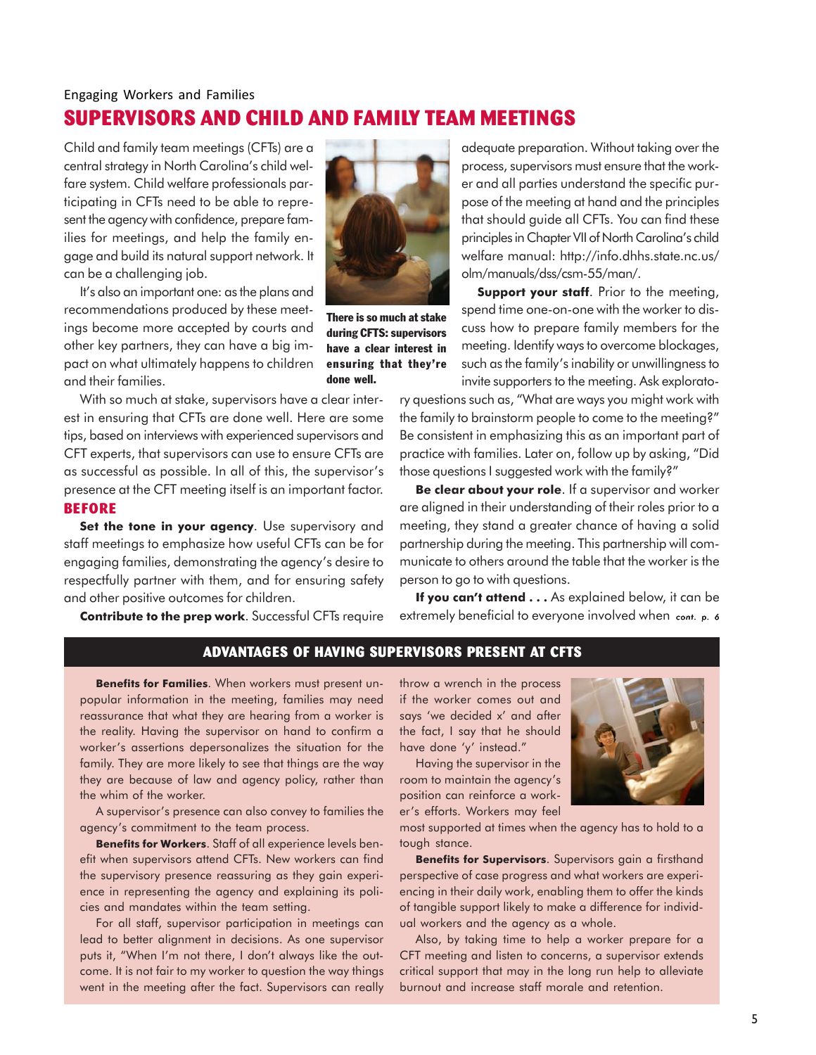Engaging Workers and Families

# SUPERVISORS AND CHILD AND FAMILY TEAM MEETINGS

Child and family team meetings (CFTs) are a central strategy in North Carolina's child welfare system. Child welfare professionals participating in CFTs need to be able to represent the agency with confidence, prepare families for meetings, and help the family engage and build its natural support network. It can be a challenging job.

It's also an important one: as the plans and recommendations produced by these meetings become more accepted by courts and other key partners, they can have a big impact on what ultimately happens to children and their families.

**There is so much at stake during CFTS: supervisors have a clear interest in ensuring that they're done well.**

With so much at stake, supervisors have a clear interest in ensuring that CFTs are done well. Here are some tips, based on interviews with experienced supervisors and CFT experts, that supervisors can use to ensure CFTs are as successful as possible. In all of this, the supervisor's presence at the CFT meeting itself is an important factor.

## BEFORE

**Set the tone in your agency**. Use supervisory and staff meetings to emphasize how useful CFTs can be for engaging families, demonstrating the agency's desire to respectfully partner with them, and for ensuring safety and other positive outcomes for children.

**Contribute to the prep work**. Successful CFTs require adequate preparation. Without taking over the process, supervisors must ensure that the worker and all parties understand the specific purpose of the meeting at hand and the principles that should guide all CFTs. You can find these principles in Chapter VII of North Carolina's child welfare manual: http://info.dhhs.state.nc.us/olm/manuals/dss/csm-55/man/.

**Support your staff**. Prior to the meeting, spend time one-on-one with the worker to discuss how to prepare family members for the meeting. Identify ways to overcome blockages, such as the family's inability or unwillingness to invite supporters to the meeting. Ask exploratory questions such as, "What are ways you might work with the family to brainstorm people to come to the meeting?" Be consistent in emphasizing this as an important part of practice with families. Later on, follow up by asking, "Did those questions I suggested work with the family?"

**Be clear about your role**. If a supervisor and worker are aligned in their understanding of their roles prior to a meeting, they stand a greater chance of having a solid partnership during the meeting. This partnership will communicate to others around the table that the worker is the person to go to with questions.

**If you can't attend . . .** As explained below, it can be extremely beneficial to everyone involved when *cont. p. 6*

## ADVANTAGES OF HAVING SUPERVISORS PRESENT AT CFTS

**Benefits for Families**. When workers must present unpopular information in the meeting, families may need reassurance that what they are hearing from a worker is the reality. Having the supervisor on hand to confirm a worker's assertions depersonalizes the situation for the family. They are more likely to see that things are the way they are because of law and agency policy, rather than the whim of the worker.

A supervisor's presence can also convey to families the agency's commitment to the team process.

**Benefits for Workers**. Staff of all experience levels benefit when supervisors attend CFTs. New workers can find the supervisory presence reassuring as they gain experience in representing the agency and explaining its policies and mandates within the team setting.

For all staff, supervisor participation in meetings can lead to better alignment in decisions. As one supervisor puts it, "When I'm not there, I don't always like the outcome. It is not fair to my worker to question the way things went in the meeting after the fact. Supervisors can really throw a wrench in the process if the worker comes out and says 'we decided x' and after the fact, I say that he should have done 'y' instead."

Having the supervisor in the room to maintain the agency's position can reinforce a worker's efforts. Workers may feel most supported at times when the agency has to hold to a tough stance.

**Benefits for Supervisors**. Supervisors gain a firsthand perspective of case progress and what workers are experiencing in their daily work, enabling them to offer the kinds of tangible support likely to make a difference for individual workers and the agency as a whole.

Also, by taking time to help a worker prepare for a CFT meeting and listen to concerns, a supervisor extends critical support that may in the long run help to alleviate burnout and increase staff morale and retention.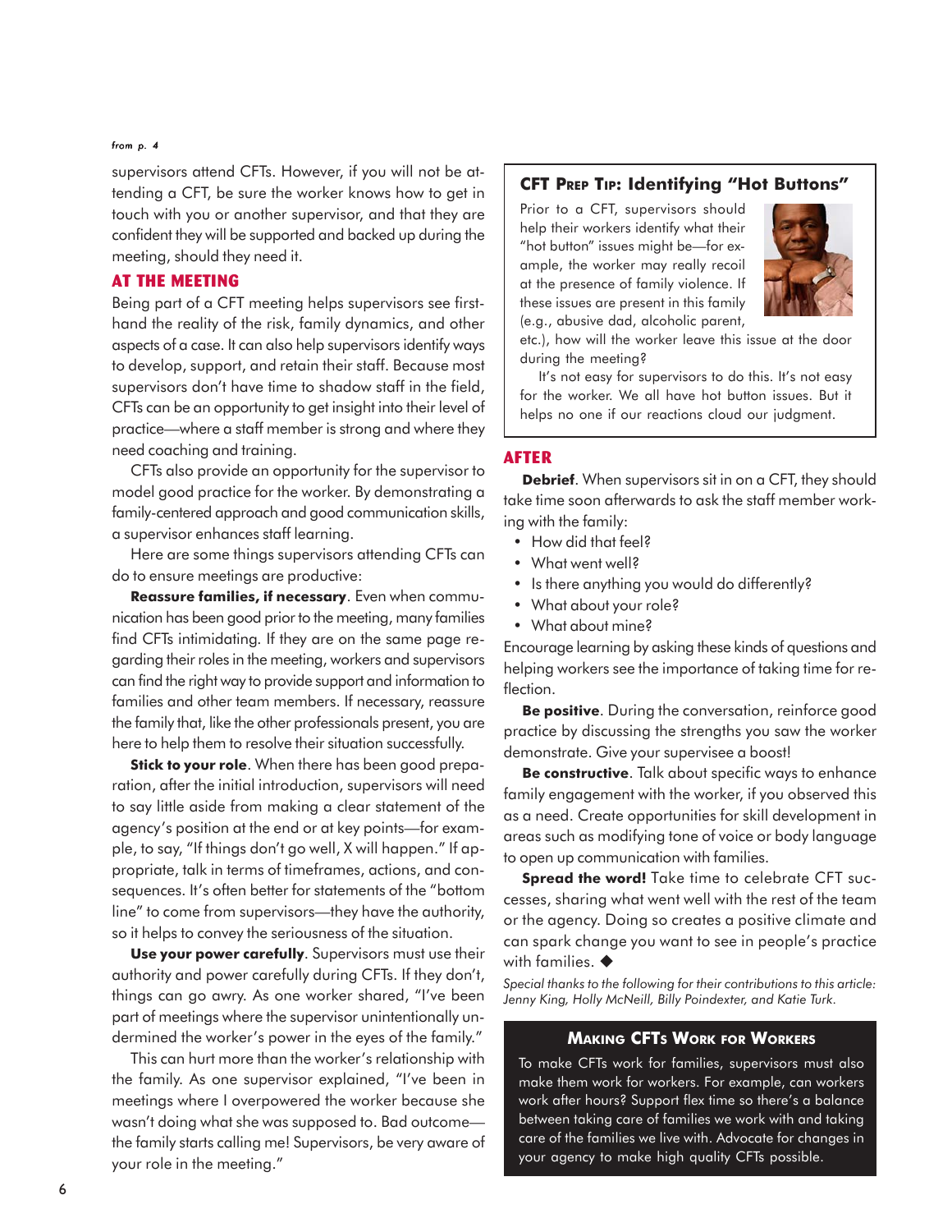*from p. 4*

supervisors attend CFTs. However, if you will not be attending a CFT, be sure the worker knows how to get in touch with you or another supervisor, and that they are confident they will be supported and backed up during the meeting, should they need it.

## AT THE MEETING

Being part of a CFT meeting helps supervisors see first-hand the reality of the risk, family dynamics, and other aspects of a case. It can also help supervisors identify ways to develop, support, and retain their staff. Because most supervisors don't have time to shadow staff in the field, CFTs can be an opportunity to get insight into their level of practice—where a staff member is strong and where they need coaching and training.

CFTs also provide an opportunity for the supervisor to model good practice for the worker. By demonstrating a family-centered approach and good communication skills, a supervisor enhances staff learning.

Here are some things supervisors attending CFTs can do to ensure meetings are productive:

**Reassure families, if necessary**. Even when communication has been good prior to the meeting, many families find CFTs intimidating. If they are on the same page regarding their roles in the meeting, workers and supervisors can find the right way to provide support and information to families and other team members. If necessary, reassure the family that, like the other professionals present, you are here to help them to resolve their situation successfully.

**Stick to your role**. When there has been good preparation, after the initial introduction, supervisors will need to say little aside from making a clear statement of the agency's position at the end or at key points—for example, to say, "If things don't go well, X will happen." If appropriate, talk in terms of timeframes, actions, and consequences. It's often better for statements of the "bottom line" to come from supervisors—they have the authority, so it helps to convey the seriousness of the situation.

**Use your power carefully**. Supervisors must use their authority and power carefully during CFTs. If they don't, things can go awry. As one worker shared, "I've been part of meetings where the supervisor unintentionally undermined the worker's power in the eyes of the family."

This can hurt more than the worker's relationship with the family. As one supervisor explained, "I've been in meetings where I overpowered the worker because she wasn't doing what she was supposed to. Bad outcome—the family starts calling me! Supervisors, be very aware of your role in the meeting."

### CFT Prep Tip: Identifying "Hot Buttons"

Prior to a CFT, supervisors should help their workers identify what their "hot button" issues might be—for example, the worker may really recoil at the presence of family violence. If these issues are present in this family (e.g., abusive dad, alcoholic parent, etc.), how will the worker leave this issue at the door during the meeting?

It's not easy for supervisors to do this. It's not easy for the worker. We all have hot button issues. But it helps no one if our reactions cloud our judgment.

## AFTER

**Debrief**. When supervisors sit in on a CFT, they should take time soon afterwards to ask the staff member working with the family:

- How did that feel?
- What went well?
- Is there anything you would do differently?
- What about your role?
- What about mine?

Encourage learning by asking these kinds of questions and helping workers see the importance of taking time for reflection.

**Be positive**. During the conversation, reinforce good practice by discussing the strengths you saw the worker demonstrate. Give your supervisee a boost!

**Be constructive**. Talk about specific ways to enhance family engagement with the worker, if you observed this as a need. Create opportunities for skill development in areas such as modifying tone of voice or body language to open up communication with families.

**Spread the word!** Take time to celebrate CFT successes, sharing what went well with the rest of the team or the agency. Doing so creates a positive climate and can spark change you want to see in people's practice with families. ◆

*Special thanks to the following for their contributions to this article: Jenny King, Holly McNeill, Billy Poindexter, and Katie Turk.*

### Making CFTs Work for Workers

To make CFTs work for families, supervisors must also make them work for workers. For example, can workers work after hours? Support flex time so there's a balance between taking care of families we work with and taking care of the families we live with. Advocate for changes in your agency to make high quality CFTs possible.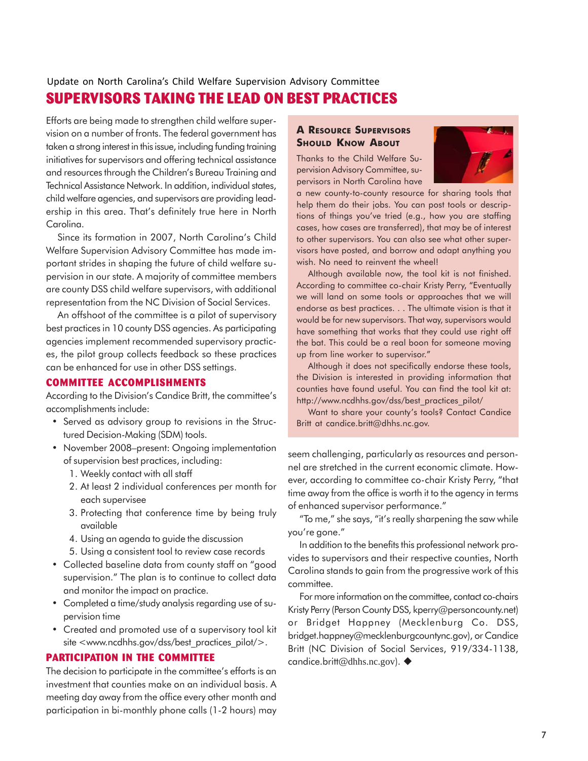Update on North Carolina's Child Welfare Supervision Advisory Committee

# SUPERVISORS TAKING THE LEAD ON BEST PRACTICES

Efforts are being made to strengthen child welfare supervision on a number of fronts. The federal government has taken a strong interest in this issue, including funding training initiatives for supervisors and offering technical assistance and resources through the Children's Bureau Training and Technical Assistance Network. In addition, individual states, child welfare agencies, and supervisors are providing leadership in this area. That's definitely true here in North Carolina.

Since its formation in 2007, North Carolina's Child Welfare Supervision Advisory Committee has made important strides in shaping the future of child welfare supervision in our state. A majority of committee members are county DSS child welfare supervisors, with additional representation from the NC Division of Social Services.

An offshoot of the committee is a pilot of supervisory best practices in 10 county DSS agencies. As participating agencies implement recommended supervisory practices, the pilot group collects feedback so these practices can be enhanced for use in other DSS settings.

## COMMITTEE ACCOMPLISHMENTS

According to the Division's Candice Britt, the committee's accomplishments include:

- Served as advisory group to revisions in the Structured Decision-Making (SDM) tools.
- November 2008–present: Ongoing implementation of supervision best practices, including:
  1. Weekly contact with all staff
  2. At least 2 individual conferences per month for each supervisee
  3. Protecting that conference time by being truly available
  4. Using an agenda to guide the discussion
  5. Using a consistent tool to review case records
- Collected baseline data from county staff on "good supervision." The plan is to continue to collect data and monitor the impact on practice.
- Completed a time/study analysis regarding use of supervision time
- Created and promoted use of a supervisory tool kit site <www.ncdhhs.gov/dss/best_practices_pilot/>.

## PARTICIPATION IN THE COMMITTEE

The decision to participate in the committee's efforts is an investment that counties make on an individual basis. A meeting day away from the office every other month and participation in bi-monthly phone calls (1-2 hours) may seem challenging, particularly as resources and personnel are stretched in the current economic climate. However, according to committee co-chair Kristy Perry, "that time away from the office is worth it to the agency in terms of enhanced supervisor performance."

"To me," she says, "it's really sharpening the saw while you're gone."

In addition to the benefits this professional network provides to supervisors and their respective counties, North Carolina stands to gain from the progressive work of this committee.

For more information on the committee, contact co-chairs Kristy Perry (Person County DSS, kperry@personcounty.net) or Bridget Happney (Mecklenburg Co. DSS, bridget.happney@mecklenburgcountync.gov), or Candice Britt (NC Division of Social Services, 919/334-1138, candice.britt@dhhs.nc.gov). ◆

### A Resource Supervisors Should Know About

Thanks to the Child Welfare Supervision Advisory Committee, supervisors in North Carolina have a new county-to-county resource for sharing tools that help them do their jobs. You can post tools or descriptions of things you've tried (e.g., how you are staffing cases, how cases are transferred), that may be of interest to other supervisors. You can also see what other supervisors have posted, and borrow and adapt anything you wish. No need to reinvent the wheel!

Although available now, the tool kit is not finished. According to committee co-chair Kristy Perry, "Eventually we will land on some tools or approaches that we will endorse as best practices. . . The ultimate vision is that it would be for new supervisors. That way, supervisors would have something that works that they could use right off the bat. This could be a real boon for someone moving up from line worker to supervisor."

Although it does not specifically endorse these tools, the Division is interested in providing information that counties have found useful. You can find the tool kit at: http://www.ncdhhs.gov/dss/best_practices_pilot/

Want to share your county's tools? Contact Candice Britt at candice.britt@dhhs.nc.gov.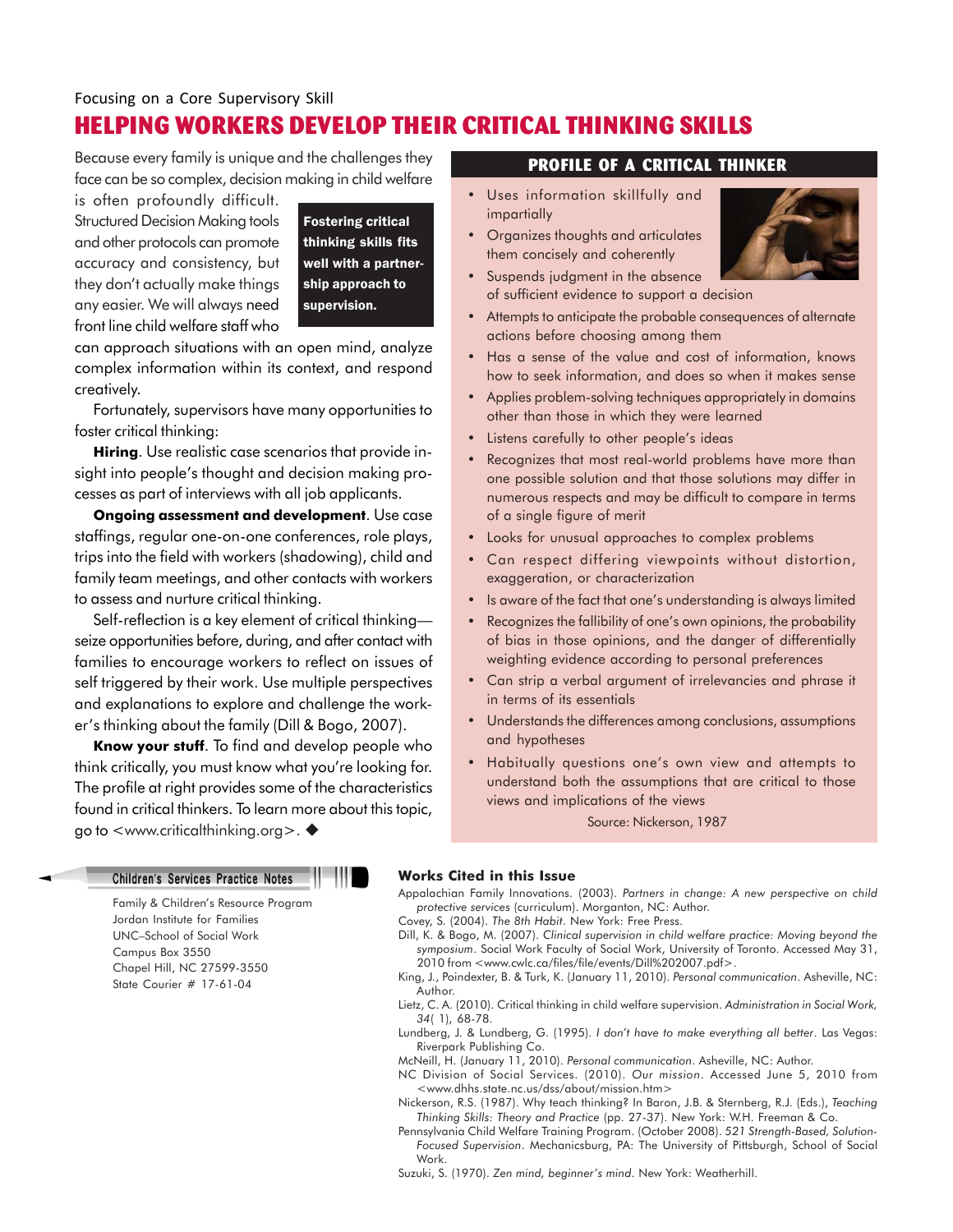Focusing on a Core Supervisory Skill

# HELPING WORKERS DEVELOP THEIR CRITICAL THINKING SKILLS

Because every family is unique and the challenges they face can be so complex, decision making in child welfare is often profoundly difficult. Structured Decision Making tools and other protocols can promote accuracy and consistency, but they don't actually make things any easier. We will always need front line child welfare staff who can approach situations with an open mind, analyze complex information within its context, and respond creatively.

**Fostering critical thinking skills fits well with a partnership approach to supervision.**

Fortunately, supervisors have many opportunities to foster critical thinking:

**Hiring**. Use realistic case scenarios that provide insight into people's thought and decision making processes as part of interviews with all job applicants.

**Ongoing assessment and development**. Use case staffings, regular one-on-one conferences, role plays, trips into the field with workers (shadowing), child and family team meetings, and other contacts with workers to assess and nurture critical thinking.

Self-reflection is a key element of critical thinking—seize opportunities before, during, and after contact with families to encourage workers to reflect on issues of self triggered by their work. Use multiple perspectives and explanations to explore and challenge the worker's thinking about the family (Dill & Bogo, 2007).

**Know your stuff**. To find and develop people who think critically, you must know what you're looking for. The profile at right provides some of the characteristics found in critical thinkers. To learn more about this topic, go to <www.criticalthinking.org>. ◆

## PROFILE OF A CRITICAL THINKER

- Uses information skillfully and impartially
- Organizes thoughts and articulates them concisely and coherently
- Suspends judgment in the absence of sufficient evidence to support a decision
- Attempts to anticipate the probable consequences of alternate actions before choosing among them
- Has a sense of the value and cost of information, knows how to seek information, and does so when it makes sense
- Applies problem-solving techniques appropriately in domains other than those in which they were learned
- Listens carefully to other people's ideas
- Recognizes that most real-world problems have more than one possible solution and that those solutions may differ in numerous respects and may be difficult to compare in terms of a single figure of merit
- Looks for unusual approaches to complex problems
- Can respect differing viewpoints without distortion, exaggeration, or characterization
- Is aware of the fact that one's understanding is always limited
- Recognizes the fallibility of one's own opinions, the probability of bias in those opinions, and the danger of differentially weighting evidence according to personal preferences
- Can strip a verbal argument of irrelevancies and phrase it in terms of its essentials
- Understands the differences among conclusions, assumptions and hypotheses
- Habitually questions one's own view and attempts to understand both the assumptions that are critical to those views and implications of the views

Source: Nickerson, 1987

**Children's Services Practice Notes**

Family & Children's Resource Program
Jordan Institute for Families
UNC–School of Social Work
Campus Box 3550
Chapel Hill, NC 27599-3550
State Courier # 17-61-04

### Works Cited in this Issue

Appalachian Family Innovations. (2003). *Partners in change: A new perspective on child protective services* (curriculum). Morganton, NC: Author.

Covey, S. (2004). *The 8th Habit*. New York: Free Press.

Dill, K. & Bogo, M. (2007). *Clinical supervision in child welfare practice: Moving beyond the symposium*. Social Work Faculty of Social Work, University of Toronto. Accessed May 31, 2010 from <www.cwlc.ca/files/file/events/Dill%202007.pdf>.

King, J., Poindexter, B. & Turk, K. (January 11, 2010). *Personal communication*. Asheville, NC: Author.

Lietz, C. A. (2010). Critical thinking in child welfare supervision. *Administration in Social Work, 34*( 1), 68-78.

Lundberg, J. & Lundberg, G. (1995). *I don't have to make everything all better*. Las Vegas: Riverpark Publishing Co.

McNeill, H. (January 11, 2010). *Personal communication*. Asheville, NC: Author.

NC Division of Social Services. (2010). *Our mission*. Accessed June 5, 2010 from <www.dhhs.state.nc.us/dss/about/mission.htm>

Nickerson, R.S. (1987). Why teach thinking? In Baron, J.B. & Sternberg, R.J. (Eds.), *Teaching Thinking Skills: Theory and Practice* (pp. 27-37). New York: W.H. Freeman & Co.

Pennsylvania Child Welfare Training Program. (October 2008). *521 Strength-Based, Solution-Focused Supervision*. Mechanicsburg, PA: The University of Pittsburgh, School of Social Work.

Suzuki, S. (1970). *Zen mind, beginner's mind*. New York: Weatherhill.